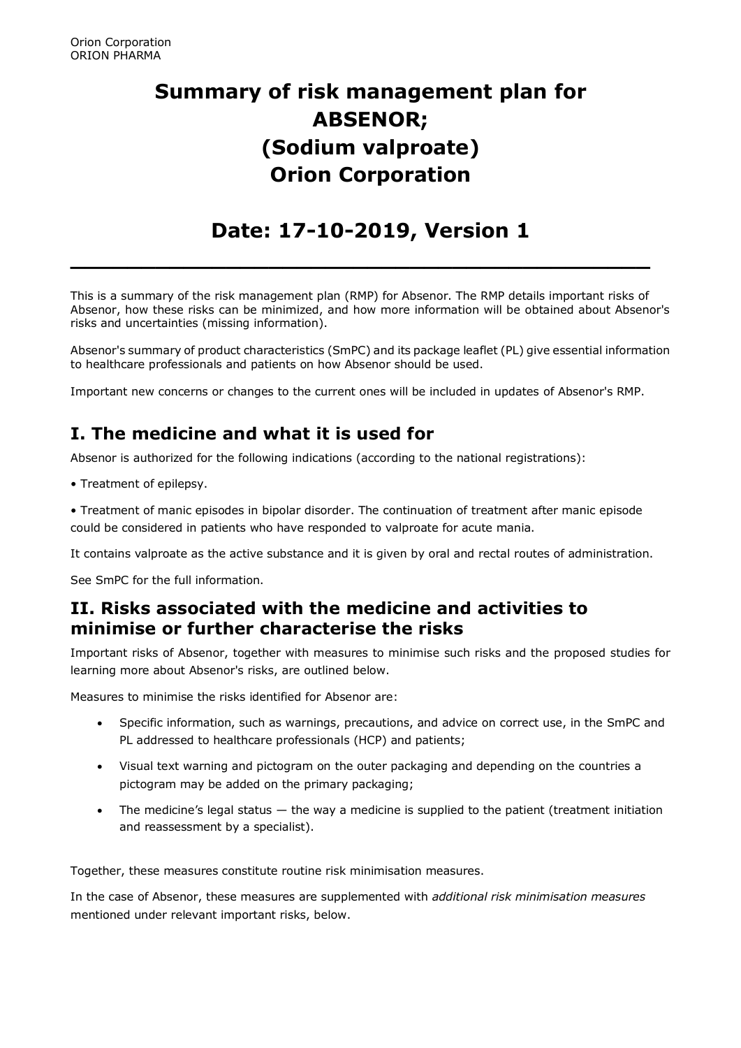Orion Corporation
ORION PHARMA

# Summary of risk management plan for ABSENOR; (Sodium valproate) Orion Corporation

# Date: 17-10-2019, Version 1

---

This is a summary of the risk management plan (RMP) for Absenor. The RMP details important risks of Absenor, how these risks can be minimized, and how more information will be obtained about Absenor's risks and uncertainties (missing information).

Absenor's summary of product characteristics (SmPC) and its package leaflet (PL) give essential information to healthcare professionals and patients on how Absenor should be used.

Important new concerns or changes to the current ones will be included in updates of Absenor's RMP.

## I. The medicine and what it is used for

Absenor is authorized for the following indications (according to the national registrations):

• Treatment of epilepsy.

• Treatment of manic episodes in bipolar disorder. The continuation of treatment after manic episode could be considered in patients who have responded to valproate for acute mania.

It contains valproate as the active substance and it is given by oral and rectal routes of administration.

See SmPC for the full information.

## II. Risks associated with the medicine and activities to minimise or further characterise the risks

Important risks of Absenor, together with measures to minimise such risks and the proposed studies for learning more about Absenor's risks, are outlined below.

Measures to minimise the risks identified for Absenor are:

- Specific information, such as warnings, precautions, and advice on correct use, in the SmPC and PL addressed to healthcare professionals (HCP) and patients;
- Visual text warning and pictogram on the outer packaging and depending on the countries a pictogram may be added on the primary packaging;
- The medicine's legal status — the way a medicine is supplied to the patient (treatment initiation and reassessment by a specialist).

Together, these measures constitute routine risk minimisation measures.

In the case of Absenor, these measures are supplemented with *additional risk minimisation measures* mentioned under relevant important risks, below.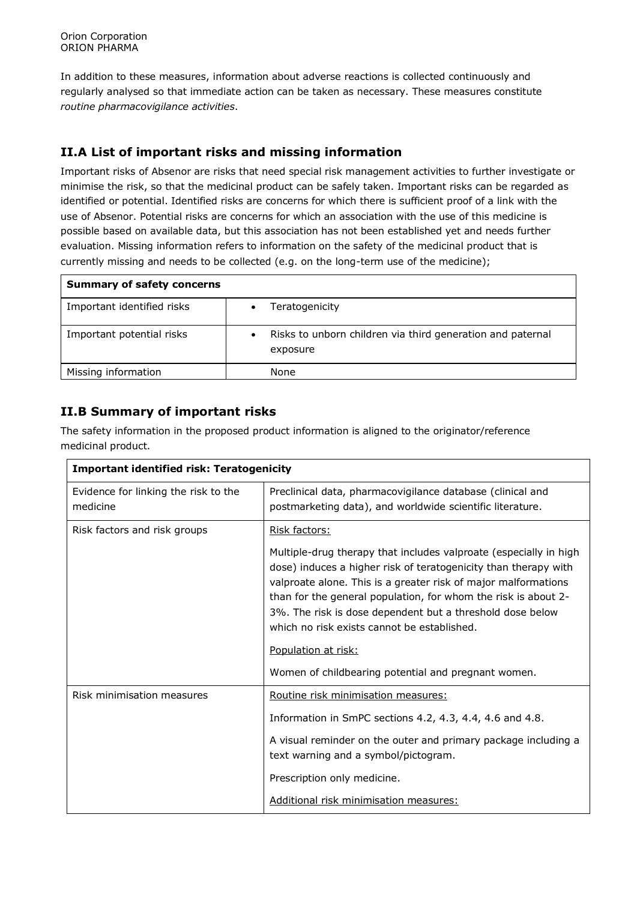In addition to these measures, information about adverse reactions is collected continuously and regularly analysed so that immediate action can be taken as necessary. These measures constitute *routine pharmacovigilance activities*.

## II.A List of important risks and missing information

Important risks of Absenor are risks that need special risk management activities to further investigate or minimise the risk, so that the medicinal product can be safely taken. Important risks can be regarded as identified or potential. Identified risks are concerns for which there is sufficient proof of a link with the use of Absenor. Potential risks are concerns for which an association with the use of this medicine is possible based on available data, but this association has not been established yet and needs further evaluation. Missing information refers to information on the safety of the medicinal product that is currently missing and needs to be collected (e.g. on the long-term use of the medicine);

| **Summary of safety concerns** | |
|---|---|
| Important identified risks | • Teratogenicity |
| Important potential risks | • Risks to unborn children via third generation and paternal exposure |
| Missing information | None |

## II.B Summary of important risks

The safety information in the proposed product information is aligned to the originator/reference medicinal product.

| **Important identified risk: Teratogenicity** | |
|---|---|
| Evidence for linking the risk to the medicine | Preclinical data, pharmacovigilance database (clinical and postmarketing data), and worldwide scientific literature. |
| Risk factors and risk groups | Risk factors:<br><br>Multiple-drug therapy that includes valproate (especially in high dose) induces a higher risk of teratogenicity than therapy with valproate alone. This is a greater risk of major malformations than for the general population, for whom the risk is about 2-3%. The risk is dose dependent but a threshold dose below which no risk exists cannot be established.<br><br>Population at risk:<br><br>Women of childbearing potential and pregnant women. |
| Risk minimisation measures | Routine risk minimisation measures:<br><br>Information in SmPC sections 4.2, 4.3, 4.4, 4.6 and 4.8.<br><br>A visual reminder on the outer and primary package including a text warning and a symbol/pictogram.<br><br>Prescription only medicine.<br><br>Additional risk minimisation measures: |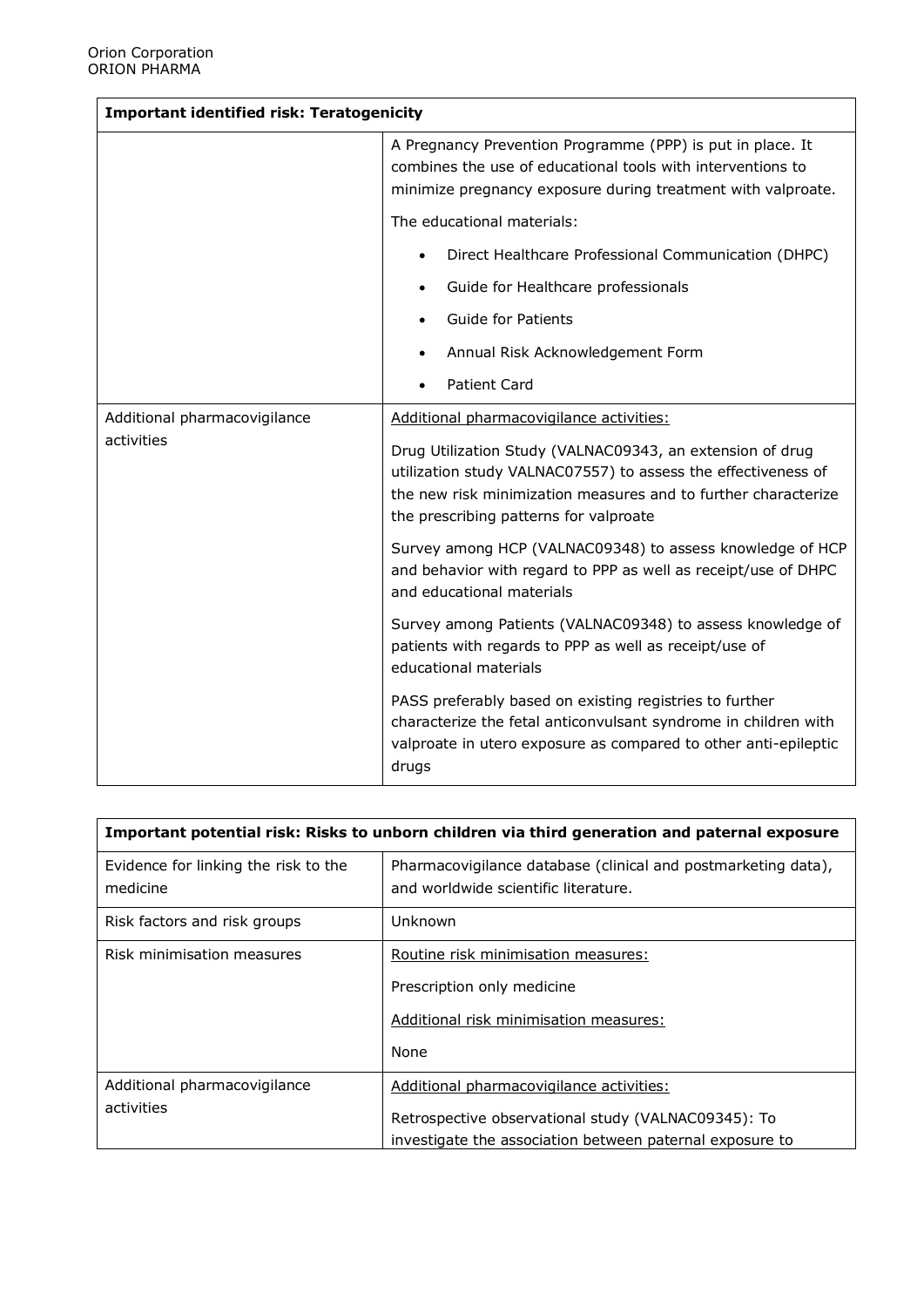| **Important identified risk: Teratogenicity** | |
|---|---|
| | A Pregnancy Prevention Programme (PPP) is put in place. It combines the use of educational tools with interventions to minimize pregnancy exposure during treatment with valproate.<br><br>The educational materials:<br><br>• Direct Healthcare Professional Communication (DHPC)<br>• Guide for Healthcare professionals<br>• Guide for Patients<br>• Annual Risk Acknowledgement Form<br>• Patient Card |
| Additional pharmacovigilance activities | Additional pharmacovigilance activities:<br><br>Drug Utilization Study (VALNAC09343, an extension of drug utilization study VALNAC07557) to assess the effectiveness of the new risk minimization measures and to further characterize the prescribing patterns for valproate<br><br>Survey among HCP (VALNAC09348) to assess knowledge of HCP and behavior with regard to PPP as well as receipt/use of DHPC and educational materials<br><br>Survey among Patients (VALNAC09348) to assess knowledge of patients with regards to PPP as well as receipt/use of educational materials<br><br>PASS preferably based on existing registries to further characterize the fetal anticonvulsant syndrome in children with valproate in utero exposure as compared to other anti-epileptic drugs |

| **Important potential risk: Risks to unborn children via third generation and paternal exposure** | |
|---|---|
| Evidence for linking the risk to the medicine | Pharmacovigilance database (clinical and postmarketing data), and worldwide scientific literature. |
| Risk factors and risk groups | Unknown |
| Risk minimisation measures | Routine risk minimisation measures:<br><br>Prescription only medicine<br><br>Additional risk minimisation measures:<br><br>None |
| Additional pharmacovigilance activities | Additional pharmacovigilance activities:<br><br>Retrospective observational study (VALNAC09345): To investigate the association between paternal exposure to |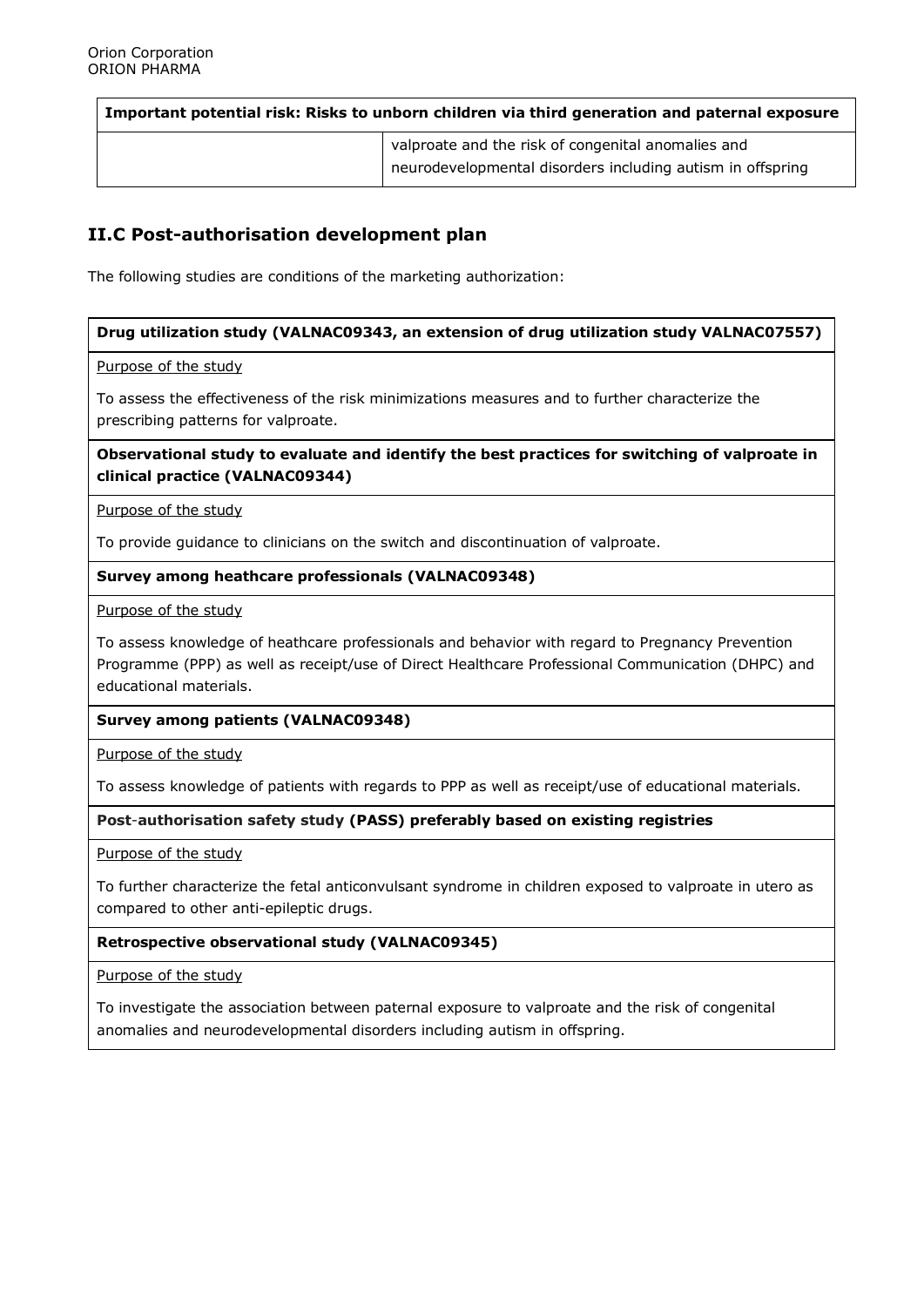| Important potential risk: Risks to unborn children via third generation and paternal exposure | |
|---|---|
| | valproate and the risk of congenital anomalies and neurodevelopmental disorders including autism in offspring |

## II.C Post-authorisation development plan

The following studies are conditions of the marketing authorization:

| Drug utilization study (VALNAC09343, an extension of drug utilization study VALNAC07557) |
|---|
| Purpose of the study |
| To assess the effectiveness of the risk minimizations measures and to further characterize the prescribing patterns for valproate. |
| **Observational study to evaluate and identify the best practices for switching of valproate in clinical practice (VALNAC09344)** |
| Purpose of the study |
| To provide guidance to clinicians on the switch and discontinuation of valproate. |
| **Survey among heathcare professionals (VALNAC09348)** |
| Purpose of the study |
| To assess knowledge of heathcare professionals and behavior with regard to Pregnancy Prevention Programme (PPP) as well as receipt/use of Direct Healthcare Professional Communication (DHPC) and educational materials. |
| **Survey among patients (VALNAC09348)** |
| Purpose of the study |
| To assess knowledge of patients with regards to PPP as well as receipt/use of educational materials. |
| **Post-authorisation safety study (PASS) preferably based on existing registries** |
| Purpose of the study |
| To further characterize the fetal anticonvulsant syndrome in children exposed to valproate in utero as compared to other anti-epileptic drugs. |
| **Retrospective observational study (VALNAC09345)** |
| Purpose of the study |
| To investigate the association between paternal exposure to valproate and the risk of congenital anomalies and neurodevelopmental disorders including autism in offspring. |